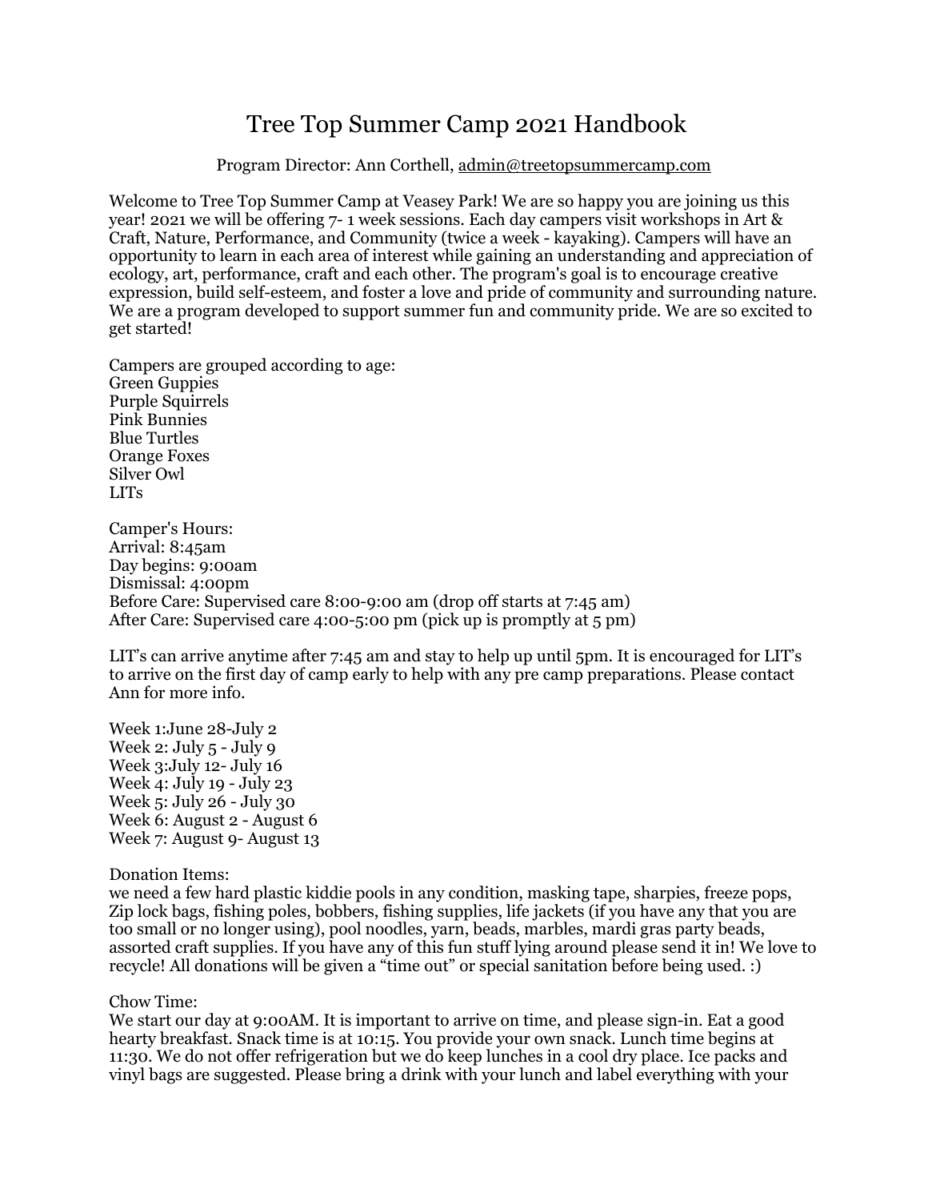# Tree Top Summer Camp 2021 Handbook

Program Director: Ann Corthell, admin@treetopsummercamp.com

Welcome to Tree Top Summer Camp at Veasey Park! We are so happy you are joining us this year! 2021 we will be offering 7- 1 week sessions. Each day campers visit workshops in Art & Craft, Nature, Performance, and Community (twice a week - kayaking). Campers will have an opportunity to learn in each area of interest while gaining an understanding and appreciation of ecology, art, performance, craft and each other. The program's goal is to encourage creative expression, build self-esteem, and foster a love and pride of community and surrounding nature. We are a program developed to support summer fun and community pride. We are so excited to get started!

Campers are grouped according to age:
Green Guppies
Purple Squirrels
Pink Bunnies
Blue Turtles
Orange Foxes
Silver Owl
LITs

Camper's Hours:
Arrival: 8:45am
Day begins: 9:00am
Dismissal: 4:00pm
Before Care: Supervised care 8:00-9:00 am (drop off starts at 7:45 am)
After Care: Supervised care 4:00-5:00 pm (pick up is promptly at 5 pm)

LIT's can arrive anytime after 7:45 am and stay to help up until 5pm. It is encouraged for LIT's to arrive on the first day of camp early to help with any pre camp preparations. Please contact Ann for more info.

Week 1:June 28-July 2
Week 2: July 5 - July 9
Week 3:July 12- July 16
Week 4: July 19 - July 23
Week 5: July 26 - July 30
Week 6: August 2 - August 6
Week 7: August 9- August 13

Donation Items:
we need a few hard plastic kiddie pools in any condition, masking tape, sharpies, freeze pops, Zip lock bags, fishing poles, bobbers, fishing supplies, life jackets (if you have any that you are too small or no longer using), pool noodles, yarn, beads, marbles, mardi gras party beads, assorted craft supplies. If you have any of this fun stuff lying around please send it in! We love to recycle! All donations will be given a "time out" or special sanitation before being used. :)

Chow Time:
We start our day at 9:00AM. It is important to arrive on time, and please sign-in. Eat a good hearty breakfast. Snack time is at 10:15. You provide your own snack. Lunch time begins at 11:30. We do not offer refrigeration but we do keep lunches in a cool dry place. Ice packs and vinyl bags are suggested. Please bring a drink with your lunch and label everything with your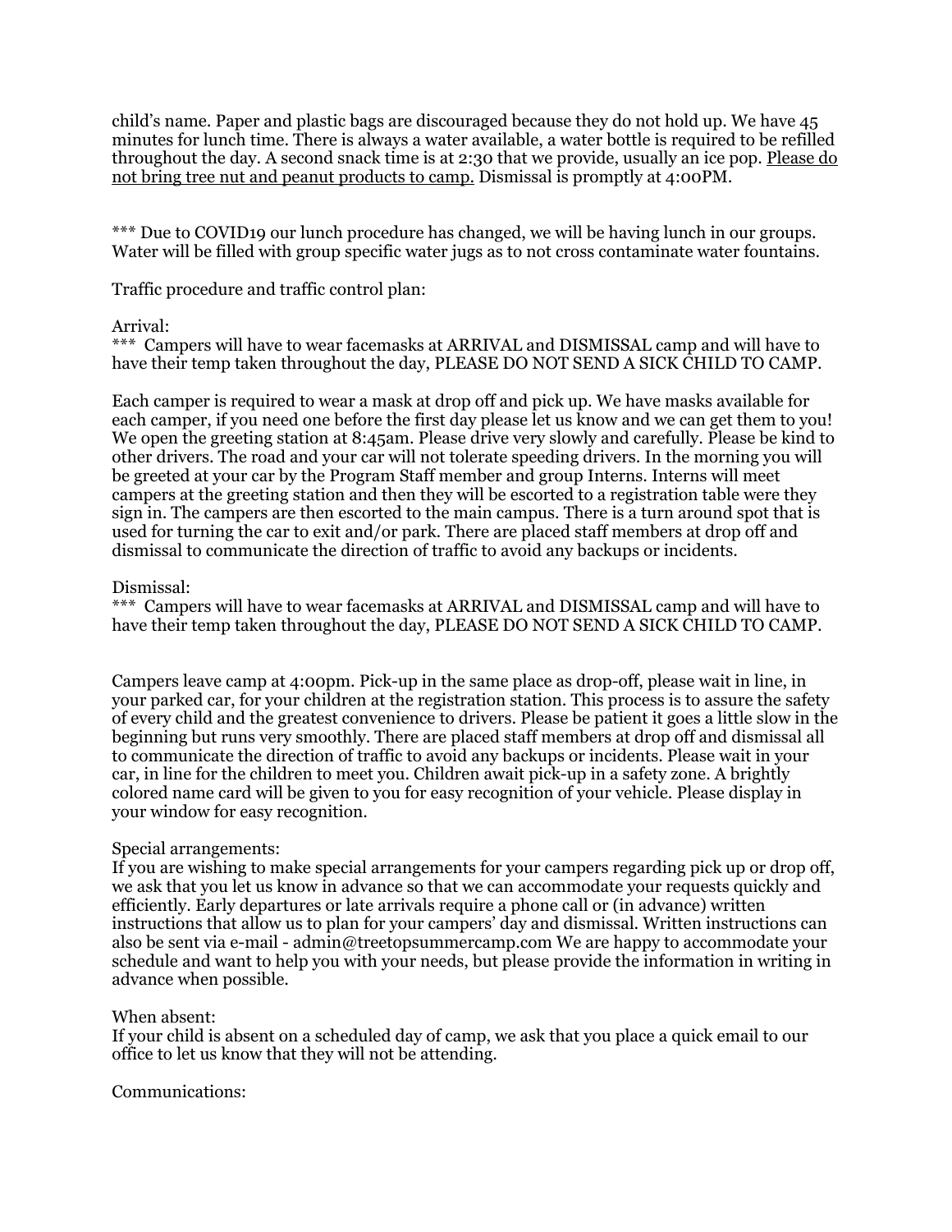child's name. Paper and plastic bags are discouraged because they do not hold up. We have 45 minutes for lunch time. There is always a water available, a water bottle is required to be refilled throughout the day. A second snack time is at 2:30 that we provide, usually an ice pop. <u>Please do not bring tree nut and peanut products to camp.</u> Dismissal is promptly at 4:00PM.

*** Due to COVID19 our lunch procedure has changed, we will be having lunch in our groups. Water will be filled with group specific water jugs as to not cross contaminate water fountains.

Traffic procedure and traffic control plan:

Arrival:
*** Campers will have to wear facemasks at ARRIVAL and DISMISSAL camp and will have to have their temp taken throughout the day, PLEASE DO NOT SEND A SICK CHILD TO CAMP.

Each camper is required to wear a mask at drop off and pick up. We have masks available for each camper, if you need one before the first day please let us know and we can get them to you! We open the greeting station at 8:45am. Please drive very slowly and carefully. Please be kind to other drivers. The road and your car will not tolerate speeding drivers. In the morning you will be greeted at your car by the Program Staff member and group Interns. Interns will meet campers at the greeting station and then they will be escorted to a registration table were they sign in. The campers are then escorted to the main campus. There is a turn around spot that is used for turning the car to exit and/or park. There are placed staff members at drop off and dismissal to communicate the direction of traffic to avoid any backups or incidents.

Dismissal:
*** Campers will have to wear facemasks at ARRIVAL and DISMISSAL camp and will have to have their temp taken throughout the day, PLEASE DO NOT SEND A SICK CHILD TO CAMP.

Campers leave camp at 4:00pm. Pick-up in the same place as drop-off, please wait in line, in your parked car, for your children at the registration station. This process is to assure the safety of every child and the greatest convenience to drivers. Please be patient it goes a little slow in the beginning but runs very smoothly. There are placed staff members at drop off and dismissal all to communicate the direction of traffic to avoid any backups or incidents. Please wait in your car, in line for the children to meet you. Children await pick-up in a safety zone. A brightly colored name card will be given to you for easy recognition of your vehicle. Please display in your window for easy recognition.

Special arrangements:
If you are wishing to make special arrangements for your campers regarding pick up or drop off, we ask that you let us know in advance so that we can accommodate your requests quickly and efficiently. Early departures or late arrivals require a phone call or (in advance) written instructions that allow us to plan for your campers' day and dismissal. Written instructions can also be sent via e-mail - admin@treetopsummercamp.com We are happy to accommodate your schedule and want to help you with your needs, but please provide the information in writing in advance when possible.

When absent:
If your child is absent on a scheduled day of camp, we ask that you place a quick email to our office to let us know that they will not be attending.

Communications: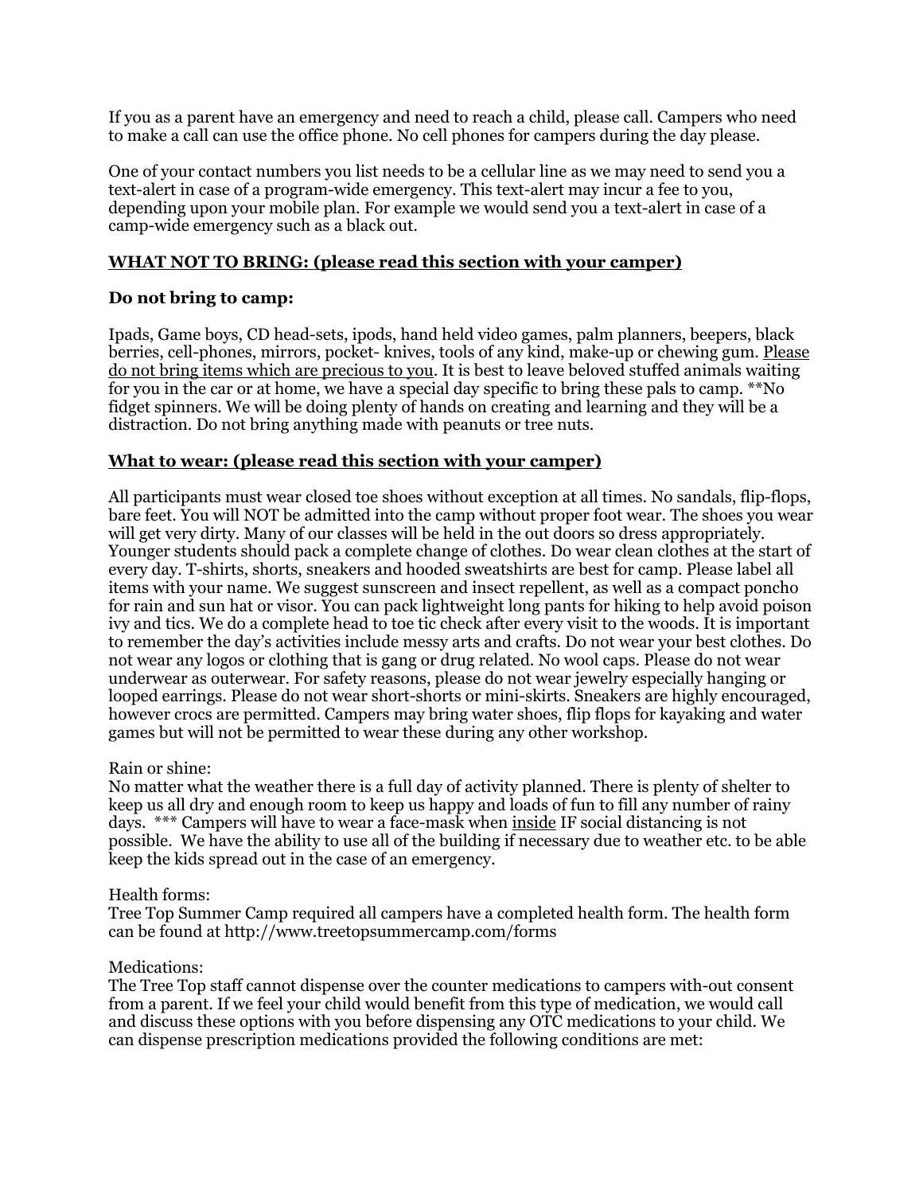If you as a parent have an emergency and need to reach a child, please call. Campers who need to make a call can use the office phone. No cell phones for campers during the day please.

One of your contact numbers you list needs to be a cellular line as we may need to send you a text-alert in case of a program-wide emergency. This text-alert may incur a fee to you, depending upon your mobile plan. For example we would send you a text-alert in case of a camp-wide emergency such as a black out.

## <u>WHAT NOT TO BRING: (please read this section with your camper)</u>

### Do not bring to camp:

Ipads, Game boys, CD head-sets, ipods, hand held video games, palm planners, beepers, black berries, cell-phones, mirrors, pocket- knives, tools of any kind, make-up or chewing gum. <u>Please do not bring items which are precious to you</u>. It is best to leave beloved stuffed animals waiting for you in the car or at home, we have a special day specific to bring these pals to camp. **No fidget spinners. We will be doing plenty of hands on creating and learning and they will be a distraction. Do not bring anything made with peanuts or tree nuts.

## <u>What to wear: (please read this section with your camper)</u>

All participants must wear closed toe shoes without exception at all times. No sandals, flip-flops, bare feet. You will NOT be admitted into the camp without proper foot wear. The shoes you wear will get very dirty. Many of our classes will be held in the out doors so dress appropriately. Younger students should pack a complete change of clothes. Do wear clean clothes at the start of every day. T-shirts, shorts, sneakers and hooded sweatshirts are best for camp. Please label all items with your name. We suggest sunscreen and insect repellent, as well as a compact poncho for rain and sun hat or visor. You can pack lightweight long pants for hiking to help avoid poison ivy and tics. We do a complete head to toe tic check after every visit to the woods. It is important to remember the day's activities include messy arts and crafts. Do not wear your best clothes. Do not wear any logos or clothing that is gang or drug related. No wool caps. Please do not wear underwear as outerwear. For safety reasons, please do not wear jewelry especially hanging or looped earrings. Please do not wear short-shorts or mini-skirts. Sneakers are highly encouraged, however crocs are permitted. Campers may bring water shoes, flip flops for kayaking and water games but will not be permitted to wear these during any other workshop.

Rain or shine:
No matter what the weather there is a full day of activity planned. There is plenty of shelter to keep us all dry and enough room to keep us happy and loads of fun to fill any number of rainy days. *** Campers will have to wear a face-mask when <u>inside</u> IF social distancing is not possible. We have the ability to use all of the building if necessary due to weather etc. to be able keep the kids spread out in the case of an emergency.

Health forms:
Tree Top Summer Camp required all campers have a completed health form. The health form can be found at http://www.treetopsummercamp.com/forms

Medications:
The Tree Top staff cannot dispense over the counter medications to campers with-out consent from a parent. If we feel your child would benefit from this type of medication, we would call and discuss these options with you before dispensing any OTC medications to your child. We can dispense prescription medications provided the following conditions are met: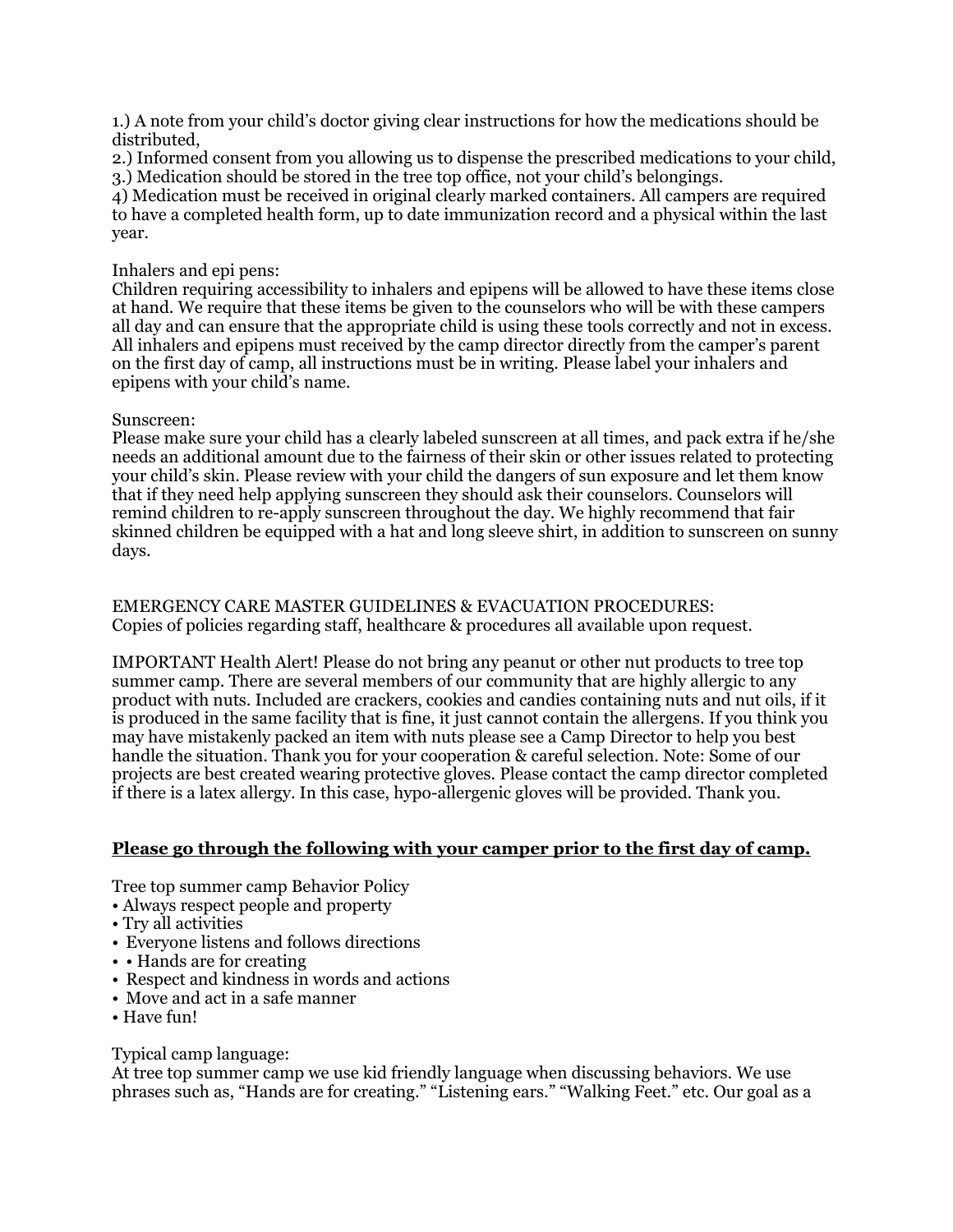1.) A note from your child's doctor giving clear instructions for how the medications should be distributed,
2.) Informed consent from you allowing us to dispense the prescribed medications to your child,
3.) Medication should be stored in the tree top office, not your child's belongings.
4) Medication must be received in original clearly marked containers. All campers are required to have a completed health form, up to date immunization record and a physical within the last year.

Inhalers and epi pens:
Children requiring accessibility to inhalers and epipens will be allowed to have these items close at hand. We require that these items be given to the counselors who will be with these campers all day and can ensure that the appropriate child is using these tools correctly and not in excess. All inhalers and epipens must received by the camp director directly from the camper's parent on the first day of camp, all instructions must be in writing. Please label your inhalers and epipens with your child's name.

Sunscreen:
Please make sure your child has a clearly labeled sunscreen at all times, and pack extra if he/she needs an additional amount due to the fairness of their skin or other issues related to protecting your child's skin. Please review with your child the dangers of sun exposure and let them know that if they need help applying sunscreen they should ask their counselors. Counselors will remind children to re-apply sunscreen throughout the day. We highly recommend that fair skinned children be equipped with a hat and long sleeve shirt, in addition to sunscreen on sunny days.

EMERGENCY CARE MASTER GUIDELINES & EVACUATION PROCEDURES:
Copies of policies regarding staff, healthcare & procedures all available upon request.

IMPORTANT Health Alert! Please do not bring any peanut or other nut products to tree top summer camp. There are several members of our community that are highly allergic to any product with nuts. Included are crackers, cookies and candies containing nuts and nut oils, if it is produced in the same facility that is fine, it just cannot contain the allergens. If you think you may have mistakenly packed an item with nuts please see a Camp Director to help you best handle the situation. Thank you for your cooperation & careful selection. Note: Some of our projects are best created wearing protective gloves. Please contact the camp director completed if there is a latex allergy. In this case, hypo-allergenic gloves will be provided. Thank you.

**<u>Please go through the following with your camper prior to the first day of camp.</u>**

Tree top summer camp Behavior Policy
- Always respect people and property
- Try all activities
- Everyone listens and follows directions
- • Hands are for creating
- Respect and kindness in words and actions
- Move and act in a safe manner
- Have fun!

Typical camp language:
At tree top summer camp we use kid friendly language when discussing behaviors. We use phrases such as, "Hands are for creating." "Listening ears." "Walking Feet." etc. Our goal as a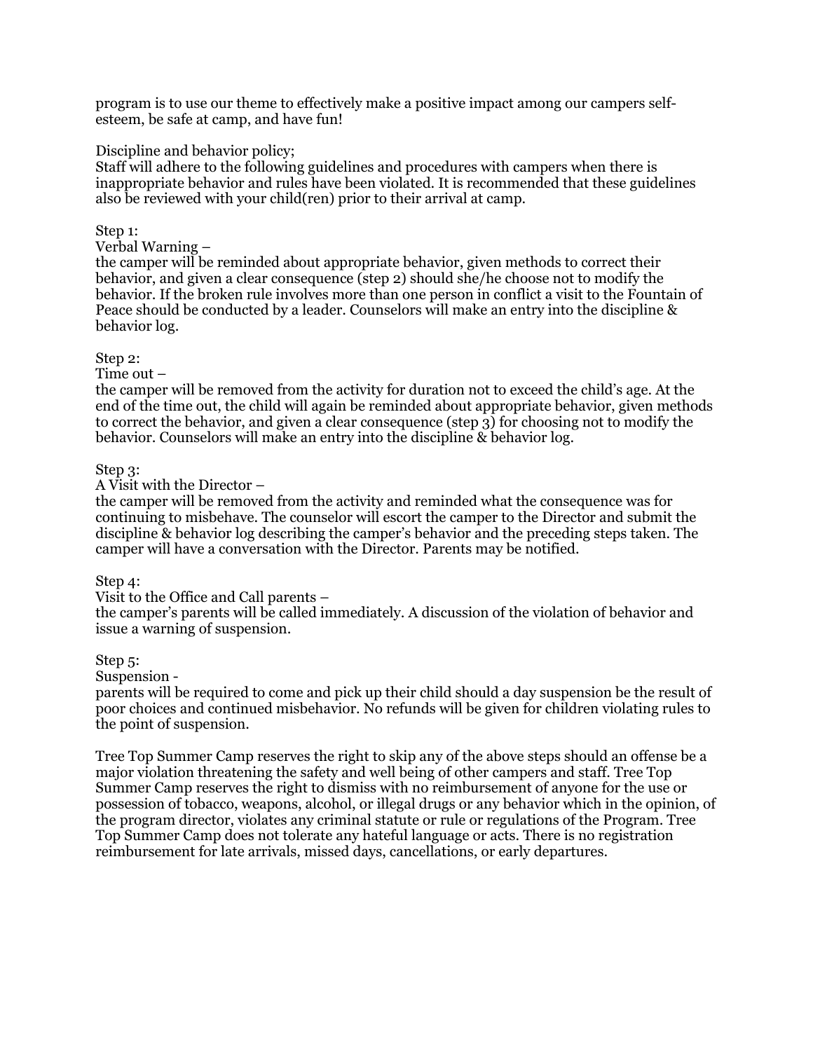program is to use our theme to effectively make a positive impact among our campers self-esteem, be safe at camp, and have fun!

Discipline and behavior policy;

Staff will adhere to the following guidelines and procedures with campers when there is inappropriate behavior and rules have been violated. It is recommended that these guidelines also be reviewed with your child(ren) prior to their arrival at camp.

Step 1:

Verbal Warning –

the camper will be reminded about appropriate behavior, given methods to correct their behavior, and given a clear consequence (step 2) should she/he choose not to modify the behavior. If the broken rule involves more than one person in conflict a visit to the Fountain of Peace should be conducted by a leader. Counselors will make an entry into the discipline & behavior log.

Step 2:

Time out –

the camper will be removed from the activity for duration not to exceed the child's age. At the end of the time out, the child will again be reminded about appropriate behavior, given methods to correct the behavior, and given a clear consequence (step 3) for choosing not to modify the behavior. Counselors will make an entry into the discipline & behavior log.

Step 3:

A Visit with the Director –

the camper will be removed from the activity and reminded what the consequence was for continuing to misbehave. The counselor will escort the camper to the Director and submit the discipline & behavior log describing the camper's behavior and the preceding steps taken. The camper will have a conversation with the Director. Parents may be notified.

Step 4:

Visit to the Office and Call parents –

the camper's parents will be called immediately. A discussion of the violation of behavior and issue a warning of suspension.

Step 5:

Suspension -

parents will be required to come and pick up their child should a day suspension be the result of poor choices and continued misbehavior. No refunds will be given for children violating rules to the point of suspension.

Tree Top Summer Camp reserves the right to skip any of the above steps should an offense be a major violation threatening the safety and well being of other campers and staff. Tree Top Summer Camp reserves the right to dismiss with no reimbursement of anyone for the use or possession of tobacco, weapons, alcohol, or illegal drugs or any behavior which in the opinion, of the program director, violates any criminal statute or rule or regulations of the Program. Tree Top Summer Camp does not tolerate any hateful language or acts. There is no registration reimbursement for late arrivals, missed days, cancellations, or early departures.